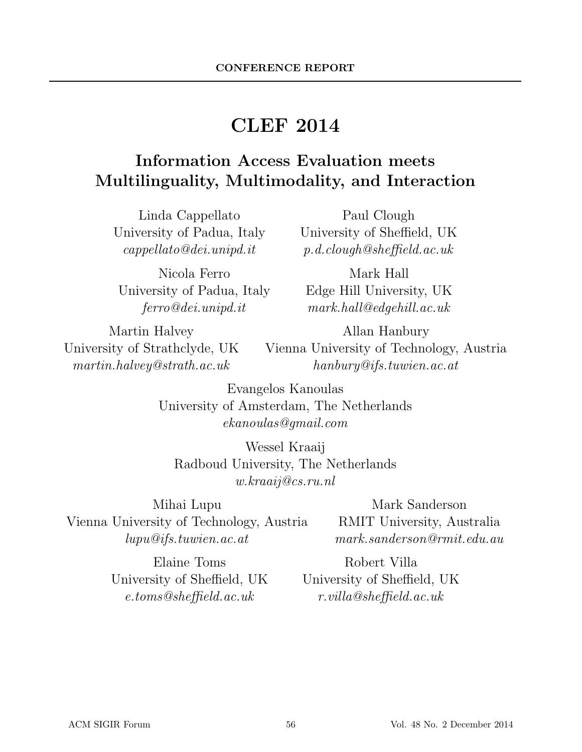CONFERENCE REPORT

# CLEF 2014

## Information Access Evaluation meets Multilinguality, Multimodality, and Interaction

Linda Cappellato
University of Padua, Italy
*cappellato@dei.unipd.it*

Paul Clough
University of Sheffield, UK
*p.d.clough@sheffield.ac.uk*

Nicola Ferro
University of Padua, Italy
*ferro@dei.unipd.it*

Mark Hall
Edge Hill University, UK
*mark.hall@edgehill.ac.uk*

Martin Halvey
University of Strathclyde, UK
*martin.halvey@strath.ac.uk*

Allan Hanbury
Vienna University of Technology, Austria
*hanbury@ifs.tuwien.ac.at*

Evangelos Kanoulas
University of Amsterdam, The Netherlands
*ekanoulas@gmail.com*

Wessel Kraaij
Radboud University, The Netherlands
*w.kraaij@cs.ru.nl*

Mihai Lupu
Vienna University of Technology, Austria
*lupu@ifs.tuwien.ac.at*

Mark Sanderson
RMIT University, Australia
*mark.sanderson@rmit.edu.au*

Elaine Toms
University of Sheffield, UK
*e.toms@sheffield.ac.uk*

Robert Villa
University of Sheffield, UK
*r.villa@sheffield.ac.uk*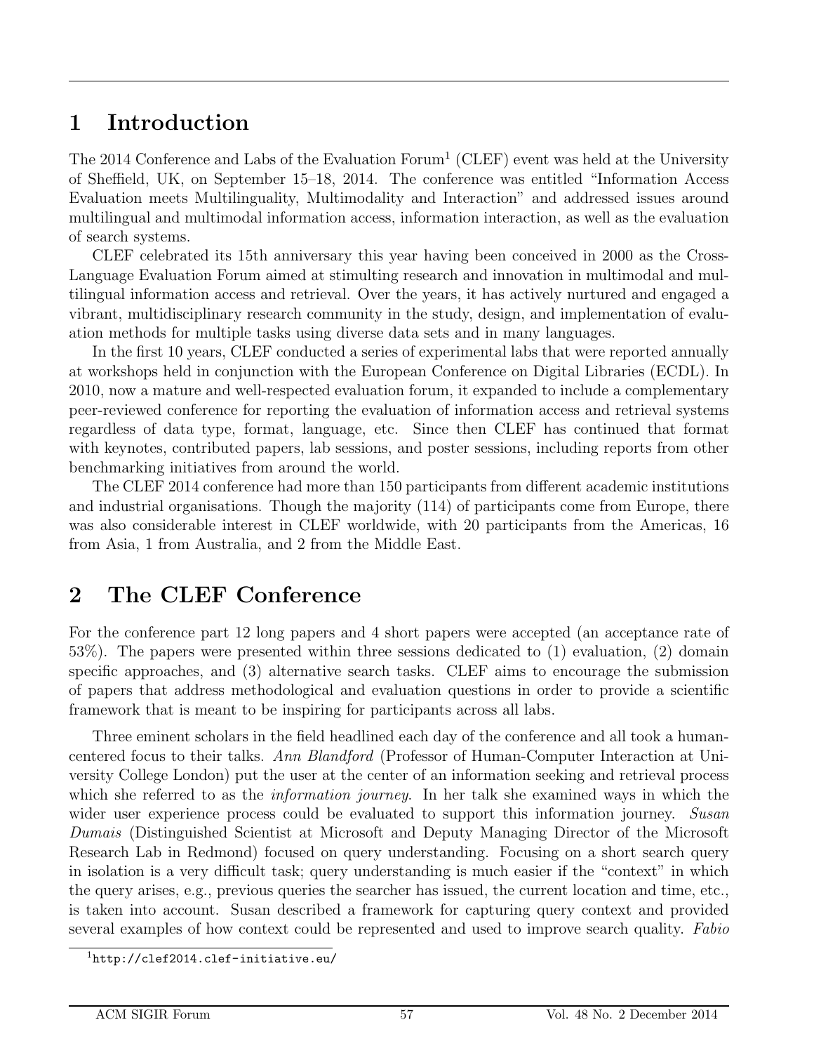# 1 Introduction

The 2014 Conference and Labs of the Evaluation Forum[1] (CLEF) event was held at the University of Sheffield, UK, on September 15–18, 2014. The conference was entitled "Information Access Evaluation meets Multilinguality, Multimodality and Interaction" and addressed issues around multilingual and multimodal information access, information interaction, as well as the evaluation of search systems.

CLEF celebrated its 15th anniversary this year having been conceived in 2000 as the Cross-Language Evaluation Forum aimed at stimulting research and innovation in multimodal and multilingual information access and retrieval. Over the years, it has actively nurtured and engaged a vibrant, multidisciplinary research community in the study, design, and implementation of evaluation methods for multiple tasks using diverse data sets and in many languages.

In the first 10 years, CLEF conducted a series of experimental labs that were reported annually at workshops held in conjunction with the European Conference on Digital Libraries (ECDL). In 2010, now a mature and well-respected evaluation forum, it expanded to include a complementary peer-reviewed conference for reporting the evaluation of information access and retrieval systems regardless of data type, format, language, etc. Since then CLEF has continued that format with keynotes, contributed papers, lab sessions, and poster sessions, including reports from other benchmarking initiatives from around the world.

The CLEF 2014 conference had more than 150 participants from different academic institutions and industrial organisations. Though the majority (114) of participants come from Europe, there was also considerable interest in CLEF worldwide, with 20 participants from the Americas, 16 from Asia, 1 from Australia, and 2 from the Middle East.

# 2 The CLEF Conference

For the conference part 12 long papers and 4 short papers were accepted (an acceptance rate of 53%). The papers were presented within three sessions dedicated to (1) evaluation, (2) domain specific approaches, and (3) alternative search tasks. CLEF aims to encourage the submission of papers that address methodological and evaluation questions in order to provide a scientific framework that is meant to be inspiring for participants across all labs.

Three eminent scholars in the field headlined each day of the conference and all took a human-centered focus to their talks. *Ann Blandford* (Professor of Human-Computer Interaction at University College London) put the user at the center of an information seeking and retrieval process which she referred to as the *information journey*. In her talk she examined ways in which the wider user experience process could be evaluated to support this information journey. *Susan Dumais* (Distinguished Scientist at Microsoft and Deputy Managing Director of the Microsoft Research Lab in Redmond) focused on query understanding. Focusing on a short search query in isolation is a very difficult task; query understanding is much easier if the "context" in which the query arises, e.g., previous queries the searcher has issued, the current location and time, etc., is taken into account. Susan described a framework for capturing query context and provided several examples of how context could be represented and used to improve search quality. *Fabio*

[1] `http://clef2014.clef-initiative.eu/`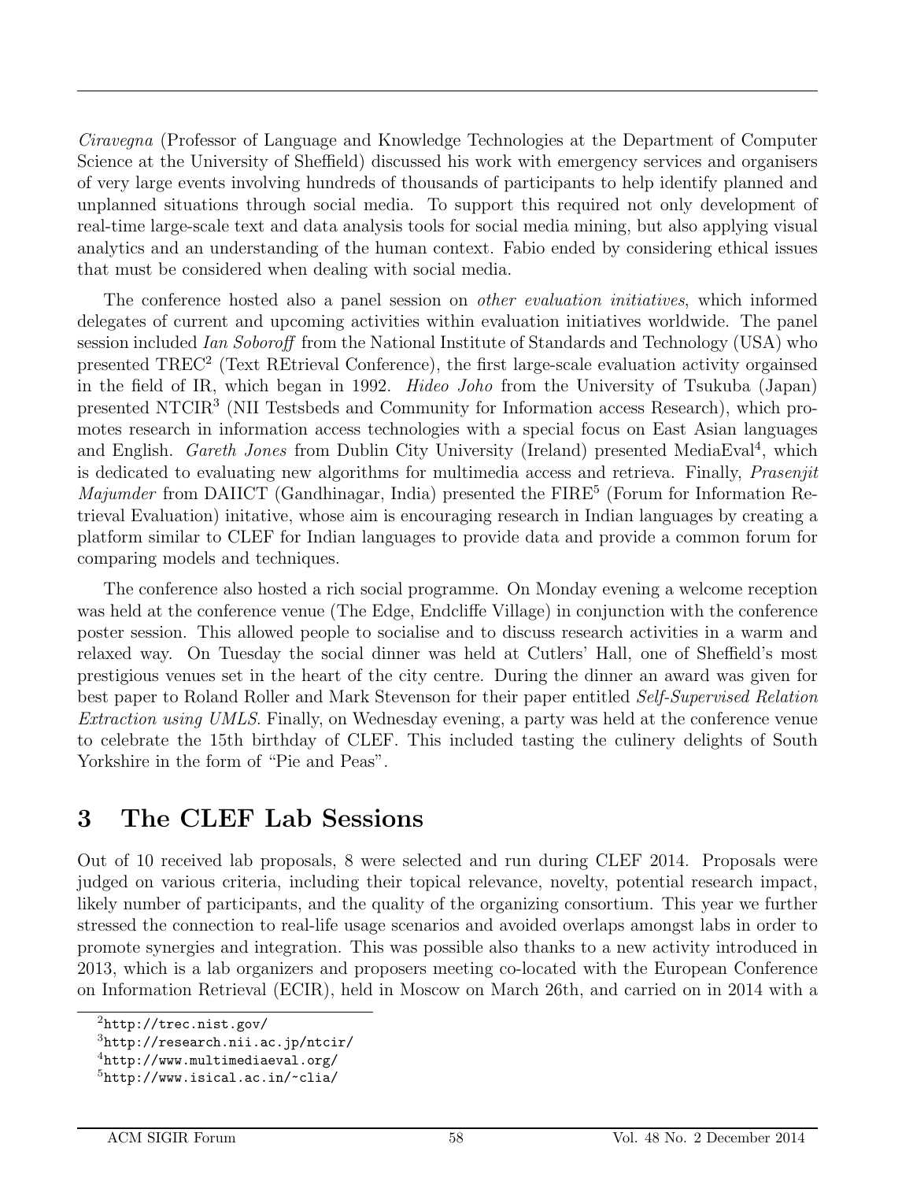*Ciravegna* (Professor of Language and Knowledge Technologies at the Department of Computer Science at the University of Sheffield) discussed his work with emergency services and organisers of very large events involving hundreds of thousands of participants to help identify planned and unplanned situations through social media. To support this required not only development of real-time large-scale text and data analysis tools for social media mining, but also applying visual analytics and an understanding of the human context. Fabio ended by considering ethical issues that must be considered when dealing with social media.

The conference hosted also a panel session on *other evaluation initiatives*, which informed delegates of current and upcoming activities within evaluation initiatives worldwide. The panel session included *Ian Soboroff* from the National Institute of Standards and Technology (USA) who presented TREC[2] (Text REtrieval Conference), the first large-scale evaluation activity orgainsed in the field of IR, which began in 1992. *Hideo Joho* from the University of Tsukuba (Japan) presented NTCIR[3] (NII Testsbeds and Community for Information access Research), which promotes research in information access technologies with a special focus on East Asian languages and English. *Gareth Jones* from Dublin City University (Ireland) presented MediaEval[4], which is dedicated to evaluating new algorithms for multimedia access and retrieva. Finally, *Prasenjit Majumder* from DAIICT (Gandhinagar, India) presented the FIRE[5] (Forum for Information Retrieval Evaluation) initative, whose aim is encouraging research in Indian languages by creating a platform similar to CLEF for Indian languages to provide data and provide a common forum for comparing models and techniques.

The conference also hosted a rich social programme. On Monday evening a welcome reception was held at the conference venue (The Edge, Endcliffe Village) in conjunction with the conference poster session. This allowed people to socialise and to discuss research activities in a warm and relaxed way. On Tuesday the social dinner was held at Cutlers' Hall, one of Sheffield's most prestigious venues set in the heart of the city centre. During the dinner an award was given for best paper to Roland Roller and Mark Stevenson for their paper entitled *Self-Supervised Relation Extraction using UMLS*. Finally, on Wednesday evening, a party was held at the conference venue to celebrate the 15th birthday of CLEF. This included tasting the culinery delights of South Yorkshire in the form of "Pie and Peas".

## 3 The CLEF Lab Sessions

Out of 10 received lab proposals, 8 were selected and run during CLEF 2014. Proposals were judged on various criteria, including their topical relevance, novelty, potential research impact, likely number of participants, and the quality of the organizing consortium. This year we further stressed the connection to real-life usage scenarios and avoided overlaps amongst labs in order to promote synergies and integration. This was possible also thanks to a new activity introduced in 2013, which is a lab organizers and proposers meeting co-located with the European Conference on Information Retrieval (ECIR), held in Moscow on March 26th, and carried on in 2014 with a

[2] http://trec.nist.gov/

[3] http://research.nii.ac.jp/ntcir/

[4] http://www.multimediaeval.org/

[5] http://www.isical.ac.in/~clia/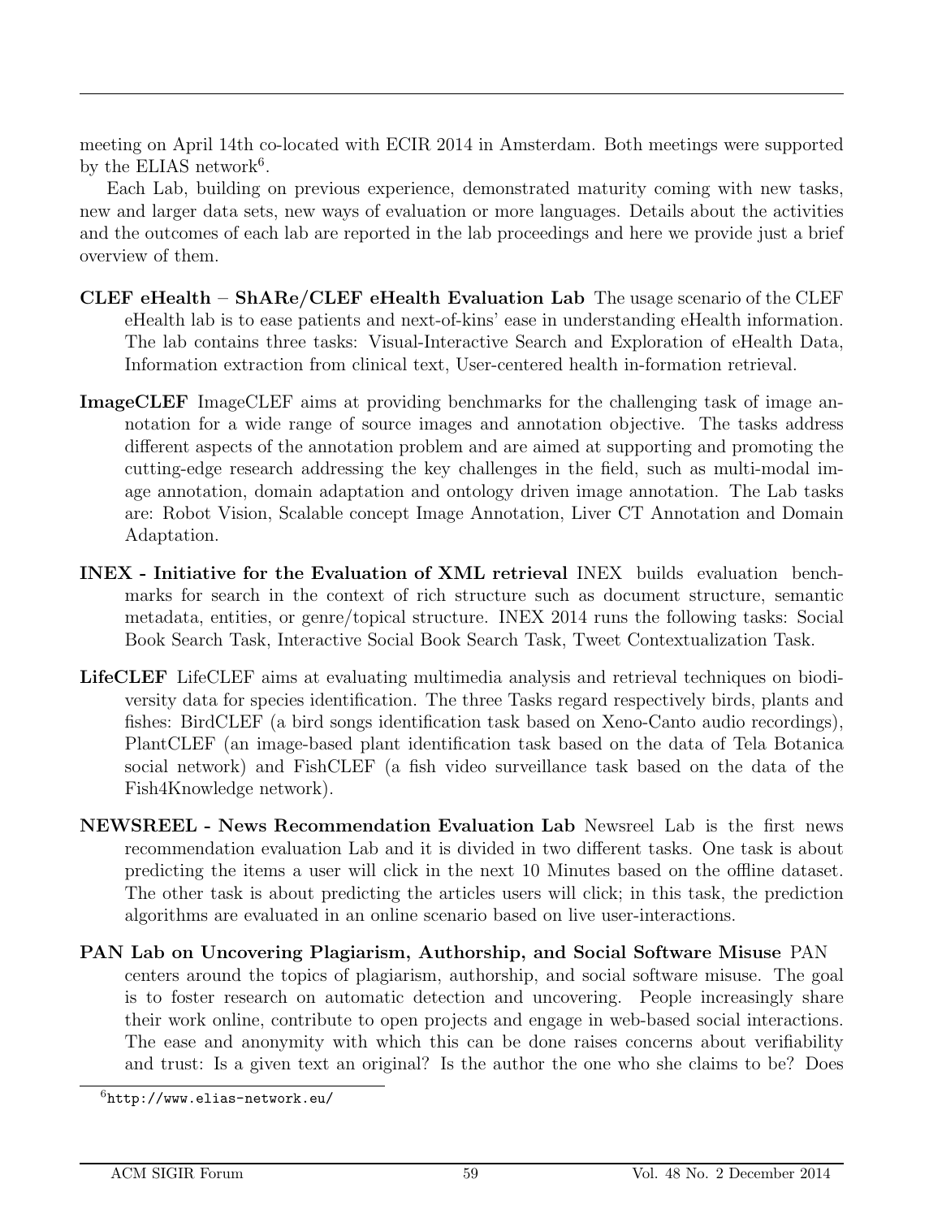meeting on April 14th co-located with ECIR 2014 in Amsterdam. Both meetings were supported by the ELIAS network[6].

Each Lab, building on previous experience, demonstrated maturity coming with new tasks, new and larger data sets, new ways of evaluation or more languages. Details about the activities and the outcomes of each lab are reported in the lab proceedings and here we provide just a brief overview of them.

**CLEF eHealth – ShARe/CLEF eHealth Evaluation Lab** The usage scenario of the CLEF eHealth lab is to ease patients and next-of-kins' ease in understanding eHealth information. The lab contains three tasks: Visual-Interactive Search and Exploration of eHealth Data, Information extraction from clinical text, User-centered health in-formation retrieval.

**ImageCLEF** ImageCLEF aims at providing benchmarks for the challenging task of image annotation for a wide range of source images and annotation objective. The tasks address different aspects of the annotation problem and are aimed at supporting and promoting the cutting-edge research addressing the key challenges in the field, such as multi-modal image annotation, domain adaptation and ontology driven image annotation. The Lab tasks are: Robot Vision, Scalable concept Image Annotation, Liver CT Annotation and Domain Adaptation.

**INEX - Initiative for the Evaluation of XML retrieval** INEX builds evaluation benchmarks for search in the context of rich structure such as document structure, semantic metadata, entities, or genre/topical structure. INEX 2014 runs the following tasks: Social Book Search Task, Interactive Social Book Search Task, Tweet Contextualization Task.

**LifeCLEF** LifeCLEF aims at evaluating multimedia analysis and retrieval techniques on biodiversity data for species identification. The three Tasks regard respectively birds, plants and fishes: BirdCLEF (a bird songs identification task based on Xeno-Canto audio recordings), PlantCLEF (an image-based plant identification task based on the data of Tela Botanica social network) and FishCLEF (a fish video surveillance task based on the data of the Fish4Knowledge network).

**NEWSREEL - News Recommendation Evaluation Lab** Newsreel Lab is the first news recommendation evaluation Lab and it is divided in two different tasks. One task is about predicting the items a user will click in the next 10 Minutes based on the offline dataset. The other task is about predicting the articles users will click; in this task, the prediction algorithms are evaluated in an online scenario based on live user-interactions.

**PAN Lab on Uncovering Plagiarism, Authorship, and Social Software Misuse** PAN centers around the topics of plagiarism, authorship, and social software misuse. The goal is to foster research on automatic detection and uncovering. People increasingly share their work online, contribute to open projects and engage in web-based social interactions. The ease and anonymity with which this can be done raises concerns about verifiability and trust: Is a given text an original? Is the author the one who she claims to be? Does

[6] http://www.elias-network.eu/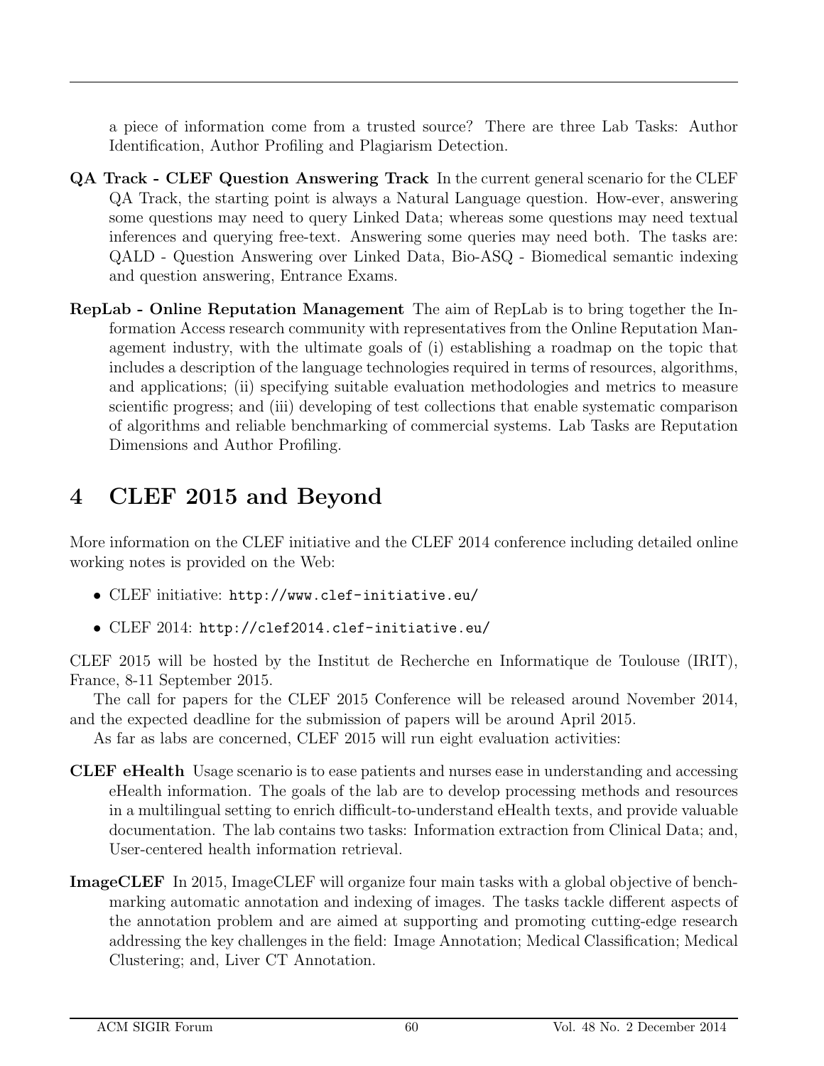a piece of information come from a trusted source? There are three Lab Tasks: Author Identification, Author Profiling and Plagiarism Detection.

**QA Track - CLEF Question Answering Track** In the current general scenario for the CLEF QA Track, the starting point is always a Natural Language question. How-ever, answering some questions may need to query Linked Data; whereas some questions may need textual inferences and querying free-text. Answering some queries may need both. The tasks are: QALD - Question Answering over Linked Data, Bio-ASQ - Biomedical semantic indexing and question answering, Entrance Exams.

**RepLab - Online Reputation Management** The aim of RepLab is to bring together the Information Access research community with representatives from the Online Reputation Management industry, with the ultimate goals of (i) establishing a roadmap on the topic that includes a description of the language technologies required in terms of resources, algorithms, and applications; (ii) specifying suitable evaluation methodologies and metrics to measure scientific progress; and (iii) developing of test collections that enable systematic comparison of algorithms and reliable benchmarking of commercial systems. Lab Tasks are Reputation Dimensions and Author Profiling.

# 4 CLEF 2015 and Beyond

More information on the CLEF initiative and the CLEF 2014 conference including detailed online working notes is provided on the Web:

- CLEF initiative: `http://www.clef-initiative.eu/`
- CLEF 2014: `http://clef2014.clef-initiative.eu/`

CLEF 2015 will be hosted by the Institut de Recherche en Informatique de Toulouse (IRIT), France, 8-11 September 2015.

The call for papers for the CLEF 2015 Conference will be released around November 2014, and the expected deadline for the submission of papers will be around April 2015.

As far as labs are concerned, CLEF 2015 will run eight evaluation activities:

**CLEF eHealth** Usage scenario is to ease patients and nurses ease in understanding and accessing eHealth information. The goals of the lab are to develop processing methods and resources in a multilingual setting to enrich difficult-to-understand eHealth texts, and provide valuable documentation. The lab contains two tasks: Information extraction from Clinical Data; and, User-centered health information retrieval.

**ImageCLEF** In 2015, ImageCLEF will organize four main tasks with a global objective of benchmarking automatic annotation and indexing of images. The tasks tackle different aspects of the annotation problem and are aimed at supporting and promoting cutting-edge research addressing the key challenges in the field: Image Annotation; Medical Classification; Medical Clustering; and, Liver CT Annotation.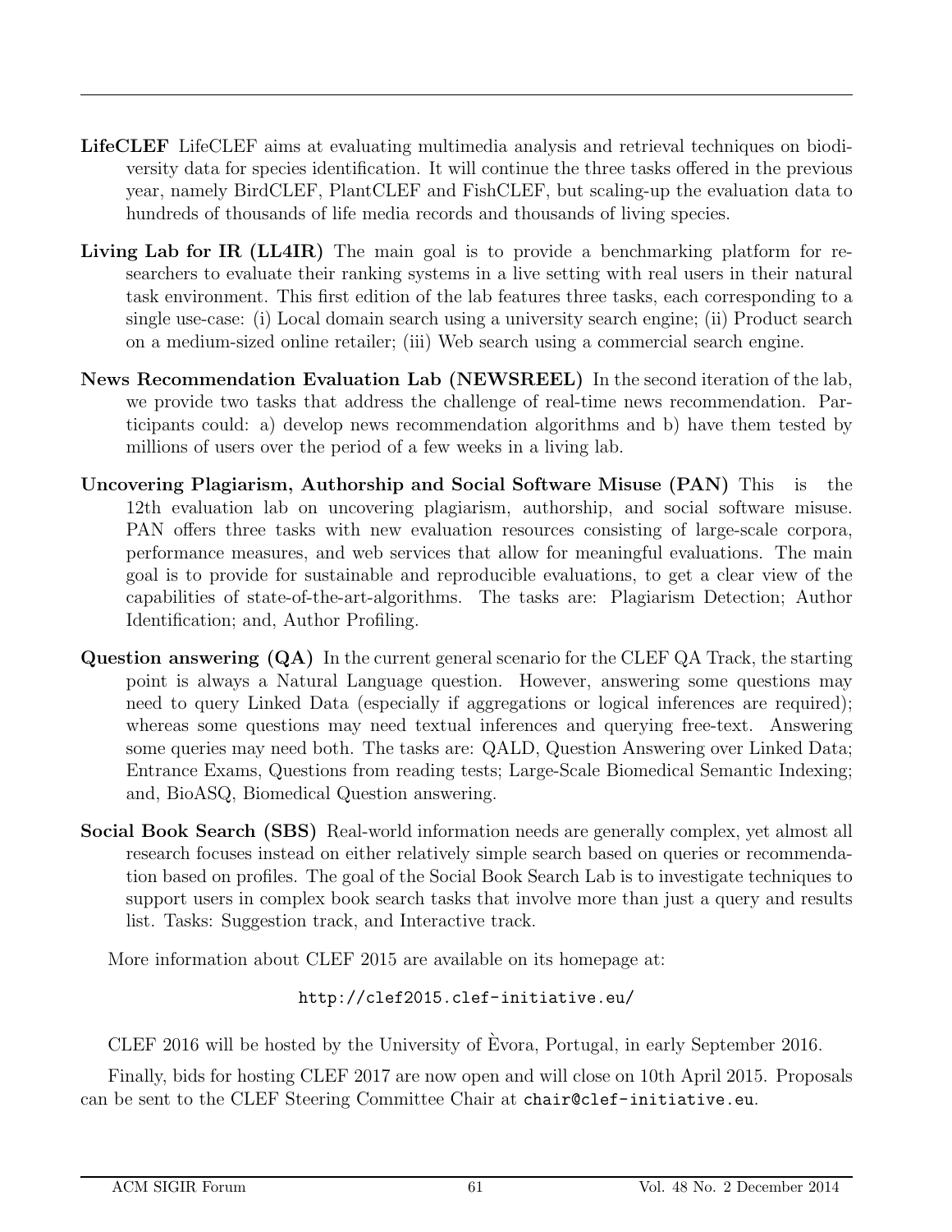**LifeCLEF** LifeCLEF aims at evaluating multimedia analysis and retrieval techniques on biodiversity data for species identification. It will continue the three tasks offered in the previous year, namely BirdCLEF, PlantCLEF and FishCLEF, but scaling-up the evaluation data to hundreds of thousands of life media records and thousands of living species.

**Living Lab for IR (LL4IR)** The main goal is to provide a benchmarking platform for researchers to evaluate their ranking systems in a live setting with real users in their natural task environment. This first edition of the lab features three tasks, each corresponding to a single use-case: (i) Local domain search using a university search engine; (ii) Product search on a medium-sized online retailer; (iii) Web search using a commercial search engine.

**News Recommendation Evaluation Lab (NEWSREEL)** In the second iteration of the lab, we provide two tasks that address the challenge of real-time news recommendation. Participants could: a) develop news recommendation algorithms and b) have them tested by millions of users over the period of a few weeks in a living lab.

**Uncovering Plagiarism, Authorship and Social Software Misuse (PAN)** This is the 12th evaluation lab on uncovering plagiarism, authorship, and social software misuse. PAN offers three tasks with new evaluation resources consisting of large-scale corpora, performance measures, and web services that allow for meaningful evaluations. The main goal is to provide for sustainable and reproducible evaluations, to get a clear view of the capabilities of state-of-the-art-algorithms. The tasks are: Plagiarism Detection; Author Identification; and, Author Profiling.

**Question answering (QA)** In the current general scenario for the CLEF QA Track, the starting point is always a Natural Language question. However, answering some questions may need to query Linked Data (especially if aggregations or logical inferences are required); whereas some questions may need textual inferences and querying free-text. Answering some queries may need both. The tasks are: QALD, Question Answering over Linked Data; Entrance Exams, Questions from reading tests; Large-Scale Biomedical Semantic Indexing; and, BioASQ, Biomedical Question answering.

**Social Book Search (SBS)** Real-world information needs are generally complex, yet almost all research focuses instead on either relatively simple search based on queries or recommendation based on profiles. The goal of the Social Book Search Lab is to investigate techniques to support users in complex book search tasks that involve more than just a query and results list. Tasks: Suggestion track, and Interactive track.

More information about CLEF 2015 are available on its homepage at:

`http://clef2015.clef-initiative.eu/`

CLEF 2016 will be hosted by the University of Èvora, Portugal, in early September 2016.

Finally, bids for hosting CLEF 2017 are now open and will close on 10th April 2015. Proposals can be sent to the CLEF Steering Committee Chair at `chair@clef-initiative.eu`.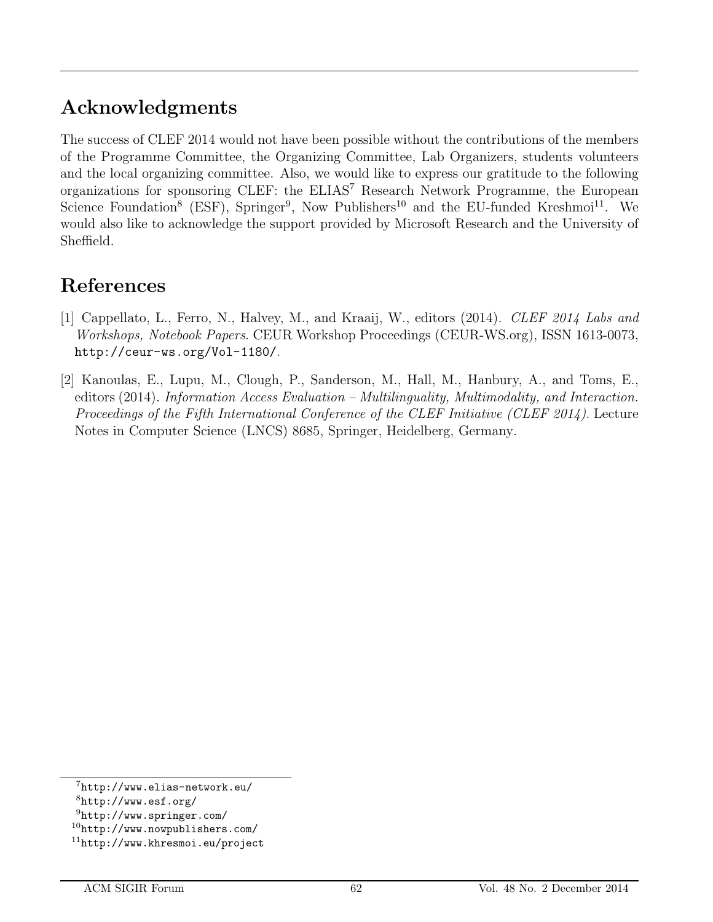## Acknowledgments

The success of CLEF 2014 would not have been possible without the contributions of the members of the Programme Committee, the Organizing Committee, Lab Organizers, students volunteers and the local organizing committee. Also, we would like to express our gratitude to the following organizations for sponsoring CLEF: the ELIAS[7] Research Network Programme, the European Science Foundation[8] (ESF), Springer[9], Now Publishers[10] and the EU-funded Kreshmoi[11]. We would also like to acknowledge the support provided by Microsoft Research and the University of Sheffield.

## References

[1] Cappellato, L., Ferro, N., Halvey, M., and Kraaij, W., editors (2014). *CLEF 2014 Labs and Workshops, Notebook Papers*. CEUR Workshop Proceedings (CEUR-WS.org), ISSN 1613-0073, http://ceur-ws.org/Vol-1180/.

[2] Kanoulas, E., Lupu, M., Clough, P., Sanderson, M., Hall, M., Hanbury, A., and Toms, E., editors (2014). *Information Access Evaluation – Multilinguality, Multimodality, and Interaction. Proceedings of the Fifth International Conference of the CLEF Initiative (CLEF 2014)*. Lecture Notes in Computer Science (LNCS) 8685, Springer, Heidelberg, Germany.

---

[7] http://www.elias-network.eu/

[8] http://www.esf.org/

[9] http://www.springer.com/

[10] http://www.nowpublishers.com/

[11] http://www.khresmoi.eu/project